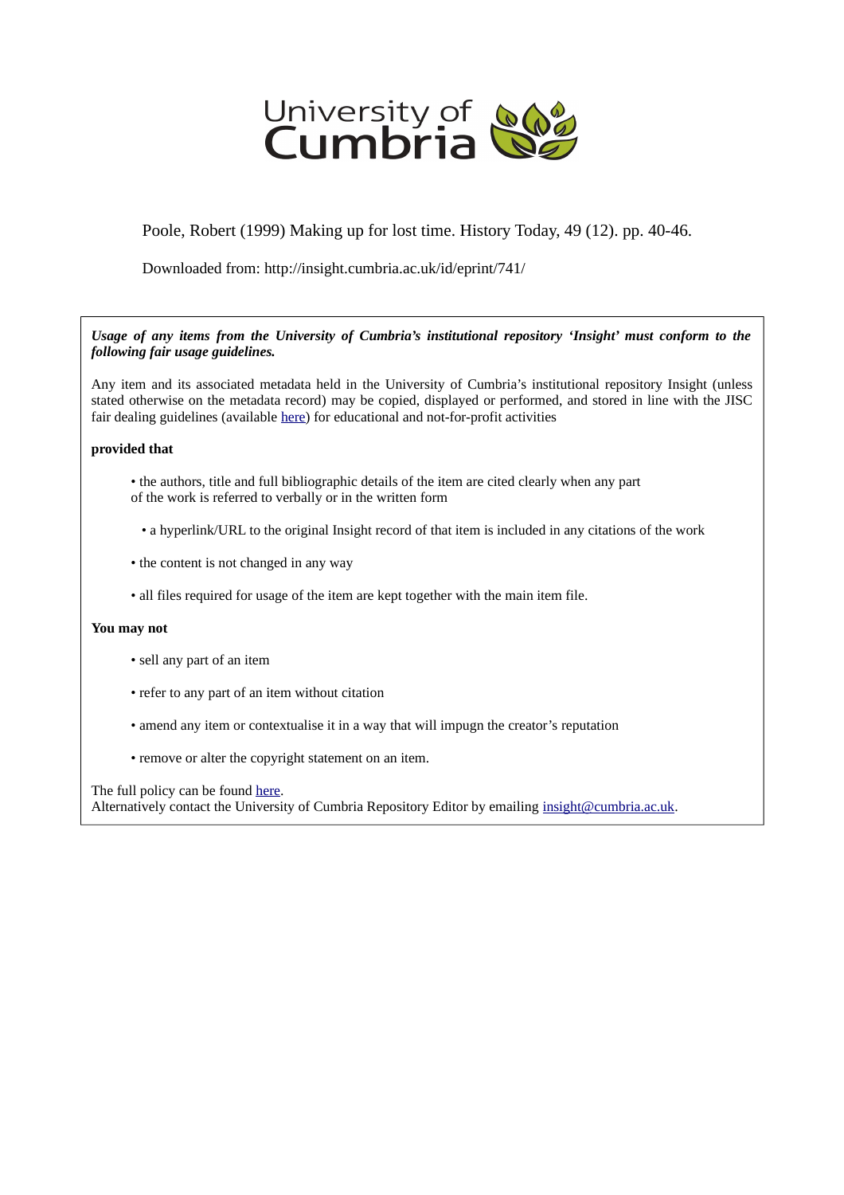University of Cumbria

Poole, Robert (1999) Making up for lost time. History Today, 49 (12). pp. 40-46.

Downloaded from: http://insight.cumbria.ac.uk/id/eprint/741/

***Usage of any items from the University of Cumbria's institutional repository 'Insight' must conform to the following fair usage guidelines.***

Any item and its associated metadata held in the University of Cumbria's institutional repository Insight (unless stated otherwise on the metadata record) may be copied, displayed or performed, and stored in line with the JISC fair dealing guidelines (available [here](#)) for educational and not-for-profit activities

**provided that**

- the authors, title and full bibliographic details of the item are cited clearly when any part of the work is referred to verbally or in the written form
- a hyperlink/URL to the original Insight record of that item is included in any citations of the work
- the content is not changed in any way
- all files required for usage of the item are kept together with the main item file.

**You may not**

- sell any part of an item
- refer to any part of an item without citation
- amend any item or contextualise it in a way that will impugn the creator's reputation
- remove or alter the copyright statement on an item.

The full policy can be found [here](#).
Alternatively contact the University of Cumbria Repository Editor by emailing [insight@cumbria.ac.uk](mailto:insight@cumbria.ac.uk).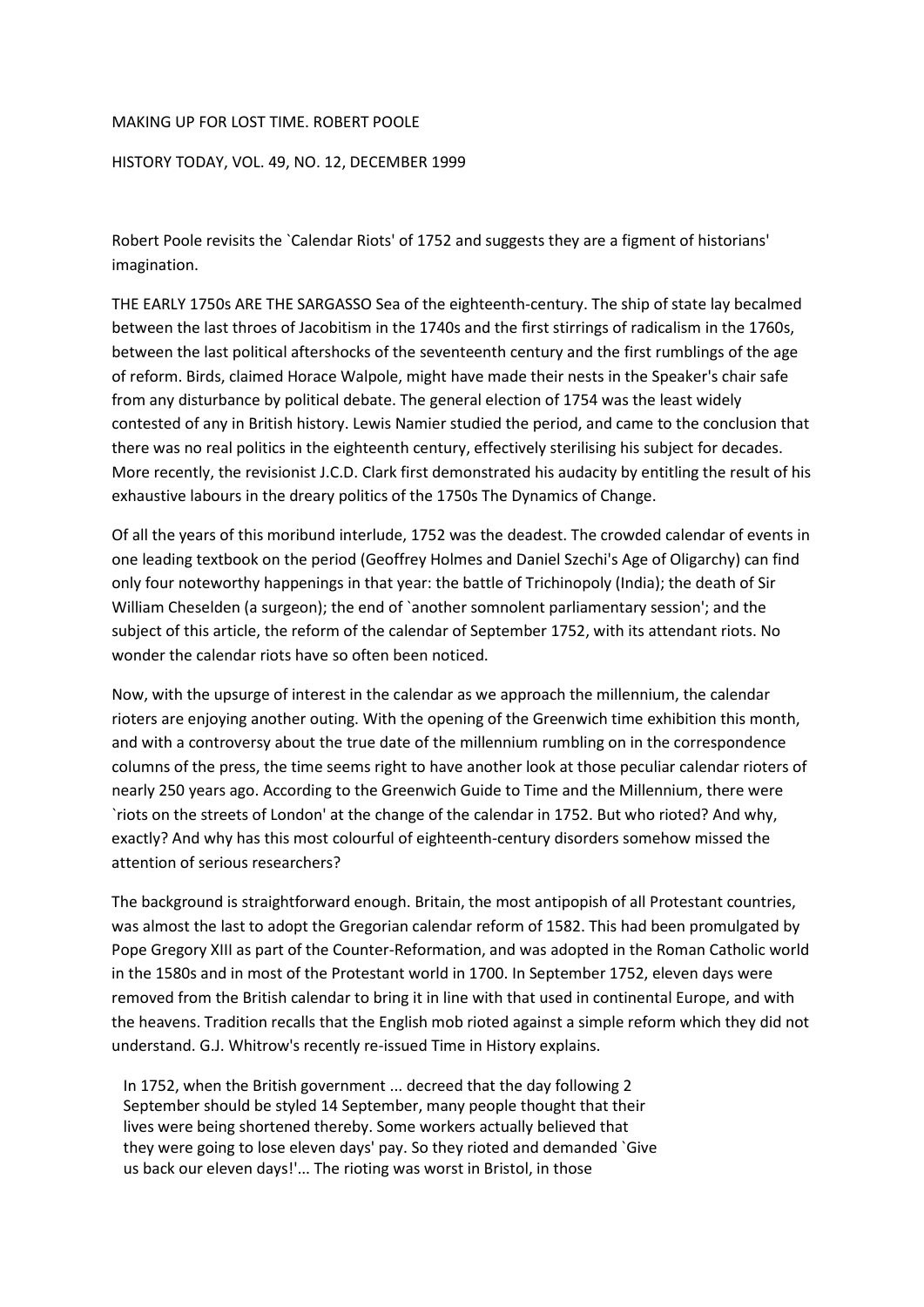MAKING UP FOR LOST TIME. ROBERT POOLE

HISTORY TODAY, VOL. 49, NO. 12, DECEMBER 1999

Robert Poole revisits the `Calendar Riots' of 1752 and suggests they are a figment of historians' imagination.

THE EARLY 1750s ARE THE SARGASSO Sea of the eighteenth-century. The ship of state lay becalmed between the last throes of Jacobitism in the 1740s and the first stirrings of radicalism in the 1760s, between the last political aftershocks of the seventeenth century and the first rumblings of the age of reform. Birds, claimed Horace Walpole, might have made their nests in the Speaker's chair safe from any disturbance by political debate. The general election of 1754 was the least widely contested of any in British history. Lewis Namier studied the period, and came to the conclusion that there was no real politics in the eighteenth century, effectively sterilising his subject for decades. More recently, the revisionist J.C.D. Clark first demonstrated his audacity by entitling the result of his exhaustive labours in the dreary politics of the 1750s The Dynamics of Change.

Of all the years of this moribund interlude, 1752 was the deadest. The crowded calendar of events in one leading textbook on the period (Geoffrey Holmes and Daniel Szechi's Age of Oligarchy) can find only four noteworthy happenings in that year: the battle of Trichinopoly (India); the death of Sir William Cheselden (a surgeon); the end of `another somnolent parliamentary session'; and the subject of this article, the reform of the calendar of September 1752, with its attendant riots. No wonder the calendar riots have so often been noticed.

Now, with the upsurge of interest in the calendar as we approach the millennium, the calendar rioters are enjoying another outing. With the opening of the Greenwich time exhibition this month, and with a controversy about the true date of the millennium rumbling on in the correspondence columns of the press, the time seems right to have another look at those peculiar calendar rioters of nearly 250 years ago. According to the Greenwich Guide to Time and the Millennium, there were `riots on the streets of London' at the change of the calendar in 1752. But who rioted? And why, exactly? And why has this most colourful of eighteenth-century disorders somehow missed the attention of serious researchers?

The background is straightforward enough. Britain, the most antipopish of all Protestant countries, was almost the last to adopt the Gregorian calendar reform of 1582. This had been promulgated by Pope Gregory XIII as part of the Counter-Reformation, and was adopted in the Roman Catholic world in the 1580s and in most of the Protestant world in 1700. In September 1752, eleven days were removed from the British calendar to bring it in line with that used in continental Europe, and with the heavens. Tradition recalls that the English mob rioted against a simple reform which they did not understand. G.J. Whitrow's recently re-issued Time in History explains.

> In 1752, when the British government ... decreed that the day following 2 September should be styled 14 September, many people thought that their lives were being shortened thereby. Some workers actually believed that they were going to lose eleven days' pay. So they rioted and demanded `Give us back our eleven days!'... The rioting was worst in Bristol, in those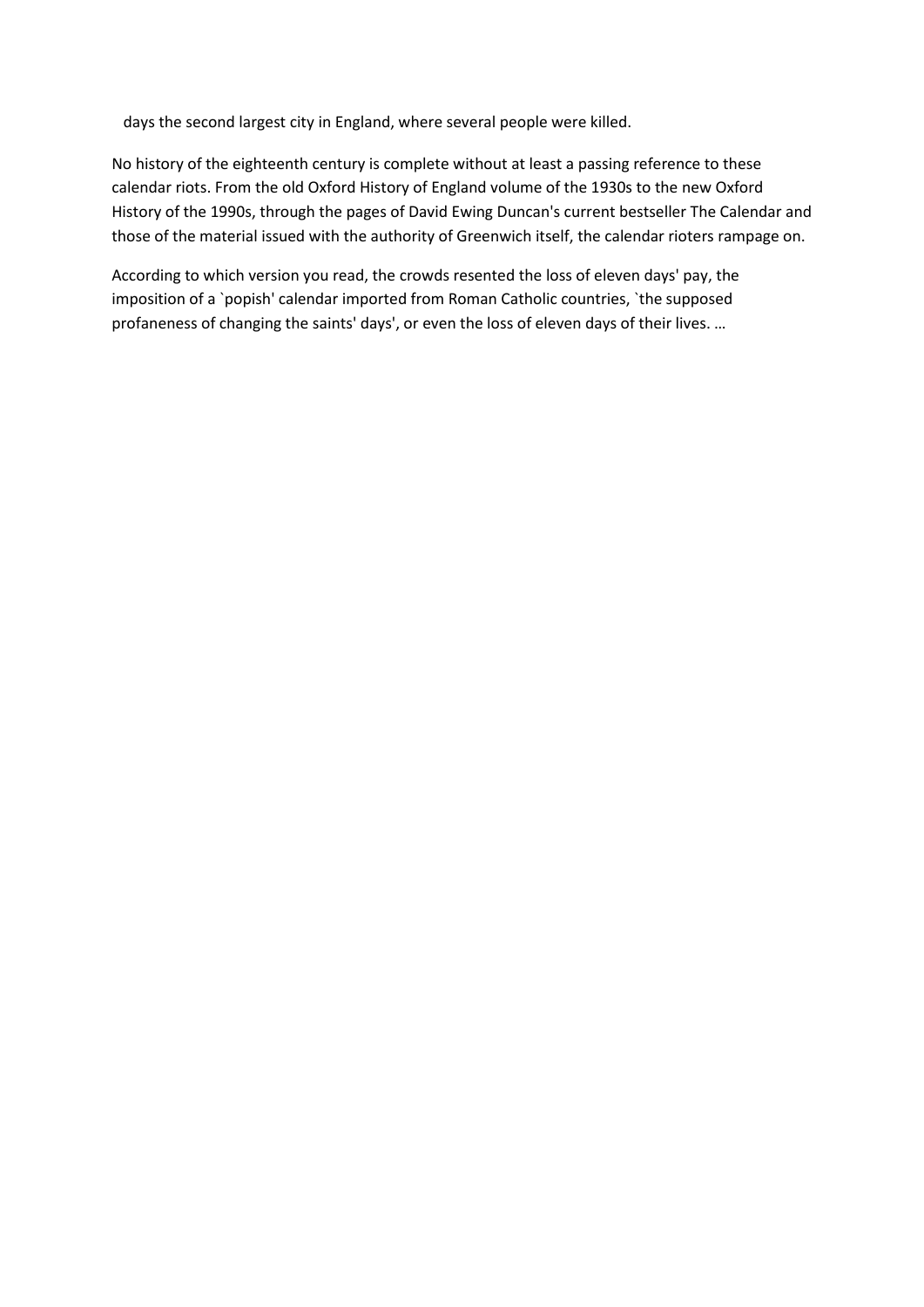days the second largest city in England, where several people were killed.

No history of the eighteenth century is complete without at least a passing reference to these calendar riots. From the old Oxford History of England volume of the 1930s to the new Oxford History of the 1990s, through the pages of David Ewing Duncan's current bestseller The Calendar and those of the material issued with the authority of Greenwich itself, the calendar rioters rampage on.

According to which version you read, the crowds resented the loss of eleven days' pay, the imposition of a `popish' calendar imported from Roman Catholic countries, `the supposed profaneness of changing the saints' days', or even the loss of eleven days of their lives. …